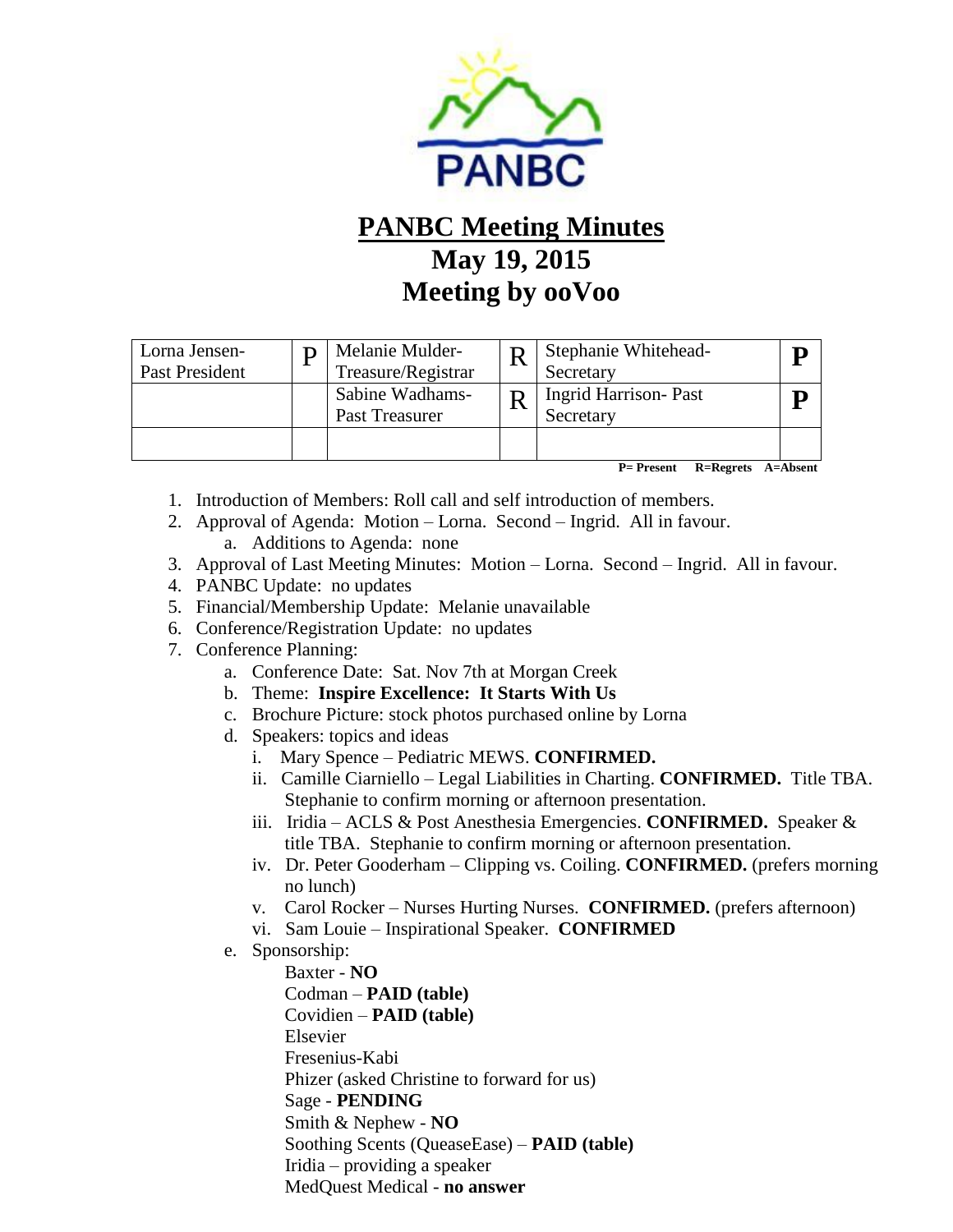# PANBC Meeting Minutes
## May 19, 2015
## Meeting by ooVoo

| Lorna Jensen- Past President | P | Melanie Mulder- Treasure/Registrar | R | Stephanie Whitehead- Secretary | P |
|---|---|---|---|---|---|
| | | Sabine Wadhams- Past Treasurer | R | Ingrid Harrison- Past Secretary | P |
| | | | | | |

**P= Present R=Regrets A=Absent**

1. Introduction of Members: Roll call and self introduction of members.
2. Approval of Agenda: Motion – Lorna. Second – Ingrid. All in favour.
   a. Additions to Agenda: none
3. Approval of Last Meeting Minutes: Motion – Lorna. Second – Ingrid. All in favour.
4. PANBC Update: no updates
5. Financial/Membership Update: Melanie unavailable
6. Conference/Registration Update: no updates
7. Conference Planning:
   a. Conference Date: Sat. Nov 7th at Morgan Creek
   b. Theme: **Inspire Excellence: It Starts With Us**
   c. Brochure Picture: stock photos purchased online by Lorna
   d. Speakers: topics and ideas
      i. Mary Spence – Pediatric MEWS. **CONFIRMED.**
      ii. Camille Ciarniello – Legal Liabilities in Charting. **CONFIRMED.** Title TBA. Stephanie to confirm morning or afternoon presentation.
      iii. Iridia – ACLS & Post Anesthesia Emergencies. **CONFIRMED.** Speaker & title TBA. Stephanie to confirm morning or afternoon presentation.
      iv. Dr. Peter Gooderham – Clipping vs. Coiling. **CONFIRMED.** (prefers morning no lunch)
      v. Carol Rocker – Nurses Hurting Nurses. **CONFIRMED.** (prefers afternoon)
      vi. Sam Louie – Inspirational Speaker. **CONFIRMED**
   e. Sponsorship:

      Baxter - **NO**  
      Codman – **PAID (table)**  
      Covidien – **PAID (table)**  
      Elsevier  
      Fresenius-Kabi  
      Phizer (asked Christine to forward for us)  
      Sage - **PENDING**  
      Smith & Nephew - **NO**  
      Soothing Scents (QueaseEase) – **PAID (table)**  
      Iridia – providing a speaker  
      MedQuest Medical - **no answer**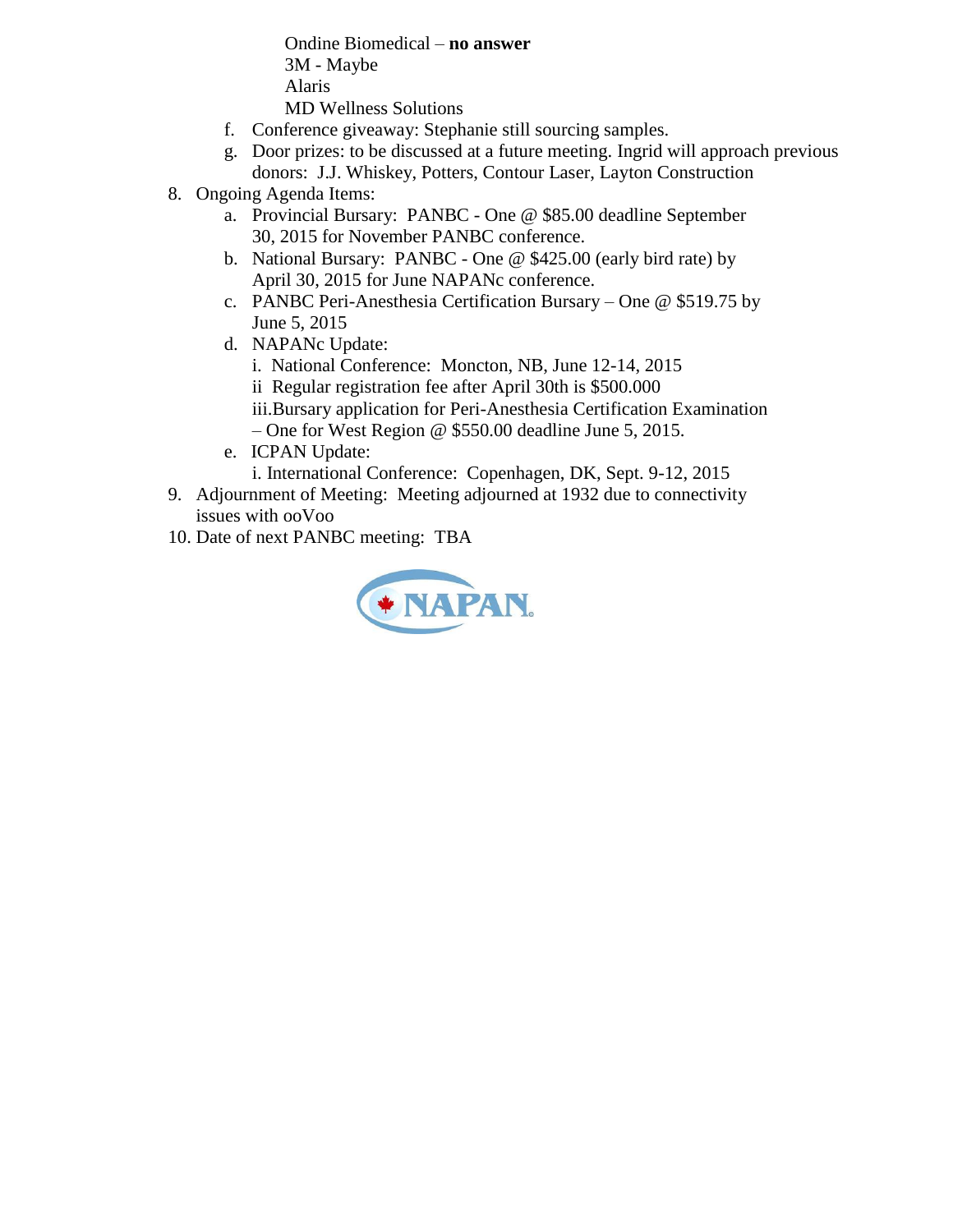Ondine Biomedical – **no answer**
3M - Maybe
Alaris
MD Wellness Solutions

f. Conference giveaway: Stephanie still sourcing samples.
g. Door prizes: to be discussed at a future meeting. Ingrid will approach previous donors: J.J. Whiskey, Potters, Contour Laser, Layton Construction

8. Ongoing Agenda Items:
   a. Provincial Bursary: PANBC - One @ $85.00 deadline September 30, 2015 for November PANBC conference.
   b. National Bursary: PANBC - One @ $425.00 (early bird rate) by April 30, 2015 for June NAPANc conference.
   c. PANBC Peri-Anesthesia Certification Bursary – One @ $519.75 by June 5, 2015
   d. NAPANc Update:
      i. National Conference: Moncton, NB, June 12-14, 2015
      ii Regular registration fee after April 30th is $500.000
      iii.Bursary application for Peri-Anesthesia Certification Examination – One for West Region @ $550.00 deadline June 5, 2015.
   e. ICPAN Update:
      i. International Conference: Copenhagen, DK, Sept. 9-12, 2015
9. Adjournment of Meeting: Meeting adjourned at 1932 due to connectivity issues with ooVoo
10. Date of next PANBC meeting: TBA

NAPAN